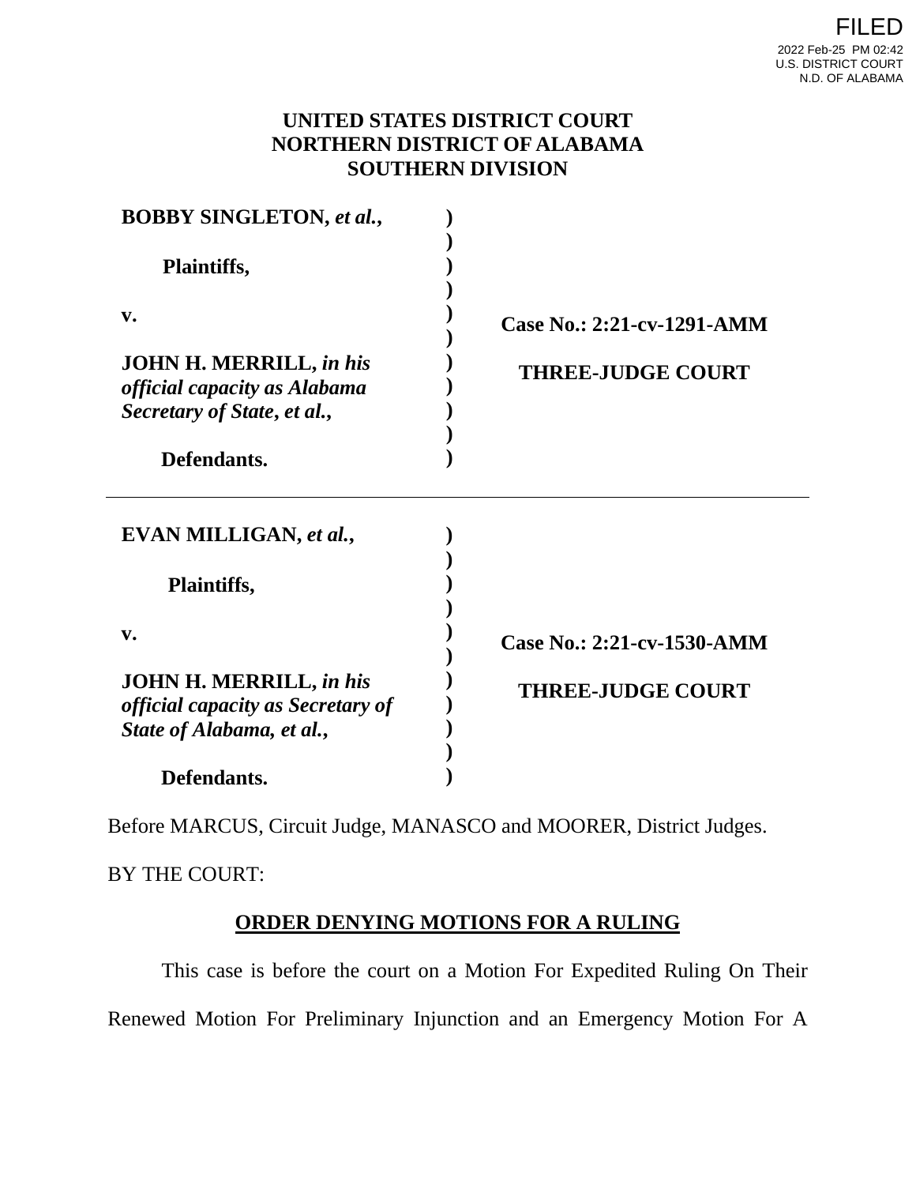FILED
2022 Feb-25 PM 02:42
U.S. DISTRICT COURT
N.D. OF ALABAMA

**UNITED STATES DISTRICT COURT**
**NORTHERN DISTRICT OF ALABAMA**
**SOUTHERN DIVISION**

| | | |
|---|---|---|
| **BOBBY SINGLETON, *et al.*,**<br><br>**Plaintiffs,**<br><br>**v.**<br><br>**JOHN H. MERRILL, *in his official capacity as Alabama Secretary of State*, *et al.*,**<br><br>**Defendants.** | )<br>)<br>)<br>)<br>)<br>)<br>)<br>)<br>)<br>)<br>) | **Case No.: 2:21-cv-1291-AMM**<br><br>**THREE-JUDGE COURT** |

| | | |
|---|---|---|
| **EVAN MILLIGAN, *et al.*,**<br><br>**Plaintiffs,**<br><br>**v.**<br><br>**JOHN H. MERRILL, *in his official capacity as Secretary of State of Alabama, et al.*,**<br><br>**Defendants.** | )<br>)<br>)<br>)<br>)<br>)<br>)<br>)<br>)<br>)<br>) | **Case No.: 2:21-cv-1530-AMM**<br><br>**THREE-JUDGE COURT** |

Before MARCUS, Circuit Judge, MANASCO and MOORER, District Judges.

BY THE COURT:

**ORDER DENYING MOTIONS FOR A RULING**

This case is before the court on a Motion For Expedited Ruling On Their Renewed Motion For Preliminary Injunction and an Emergency Motion For A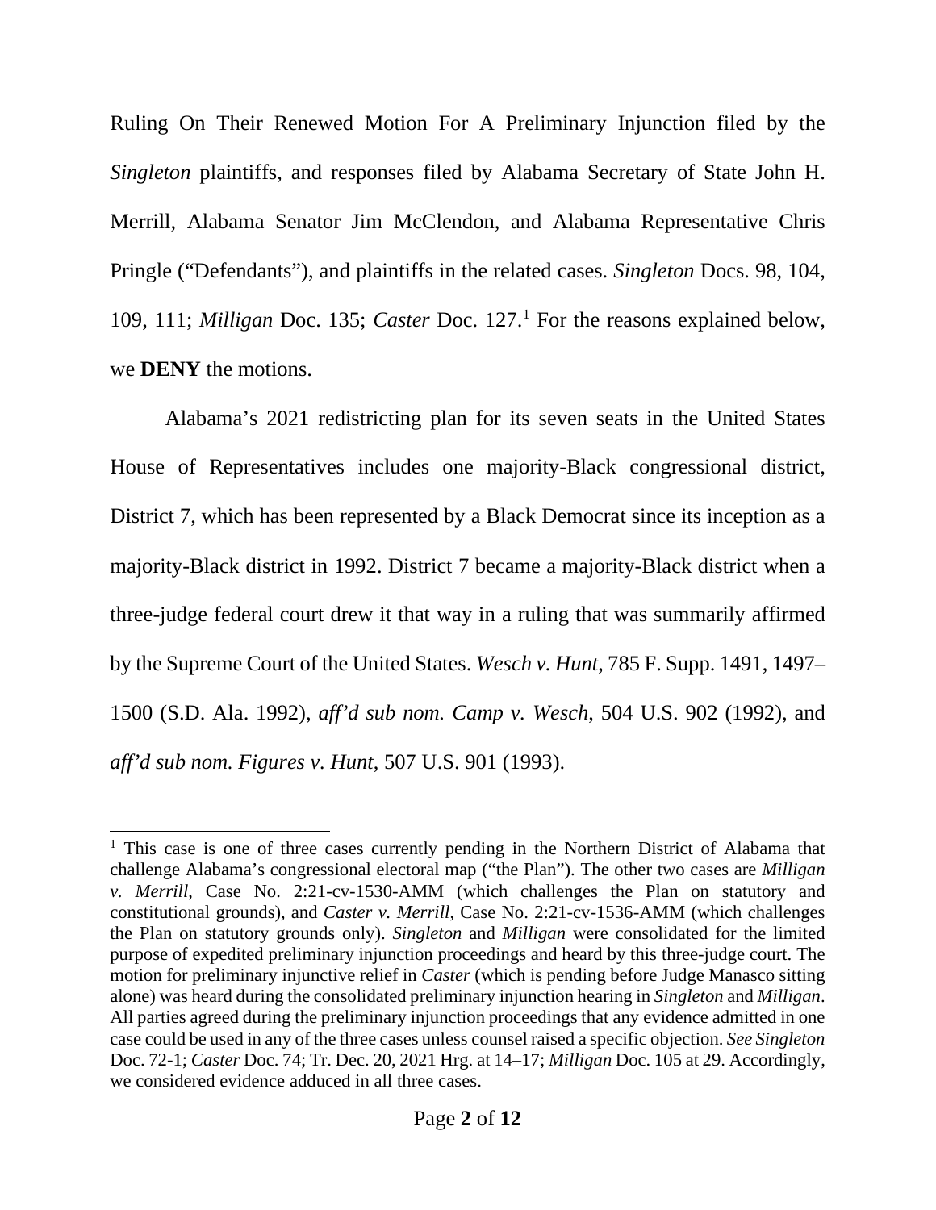Ruling On Their Renewed Motion For A Preliminary Injunction filed by the *Singleton* plaintiffs, and responses filed by Alabama Secretary of State John H. Merrill, Alabama Senator Jim McClendon, and Alabama Representative Chris Pringle ("Defendants"), and plaintiffs in the related cases. *Singleton* Docs. 98, 104, 109, 111; *Milligan* Doc. 135; *Caster* Doc. 127.[1] For the reasons explained below, we **DENY** the motions.

Alabama's 2021 redistricting plan for its seven seats in the United States House of Representatives includes one majority-Black congressional district, District 7, which has been represented by a Black Democrat since its inception as a majority-Black district in 1992. District 7 became a majority-Black district when a three-judge federal court drew it that way in a ruling that was summarily affirmed by the Supreme Court of the United States. *Wesch v. Hunt*, 785 F. Supp. 1491, 1497–1500 (S.D. Ala. 1992), *aff'd sub nom. Camp v. Wesch*, 504 U.S. 902 (1992), and *aff'd sub nom. Figures v. Hunt*, 507 U.S. 901 (1993).

---

[1] This case is one of three cases currently pending in the Northern District of Alabama that challenge Alabama's congressional electoral map ("the Plan"). The other two cases are *Milligan v. Merrill*, Case No. 2:21-cv-1530-AMM (which challenges the Plan on statutory and constitutional grounds), and *Caster v. Merrill*, Case No. 2:21-cv-1536-AMM (which challenges the Plan on statutory grounds only). *Singleton* and *Milligan* were consolidated for the limited purpose of expedited preliminary injunction proceedings and heard by this three-judge court. The motion for preliminary injunctive relief in *Caster* (which is pending before Judge Manasco sitting alone) was heard during the consolidated preliminary injunction hearing in *Singleton* and *Milligan*. All parties agreed during the preliminary injunction proceedings that any evidence admitted in one case could be used in any of the three cases unless counsel raised a specific objection. *See Singleton* Doc. 72-1; *Caster* Doc. 74; Tr. Dec. 20, 2021 Hrg. at 14–17; *Milligan* Doc. 105 at 29. Accordingly, we considered evidence adduced in all three cases.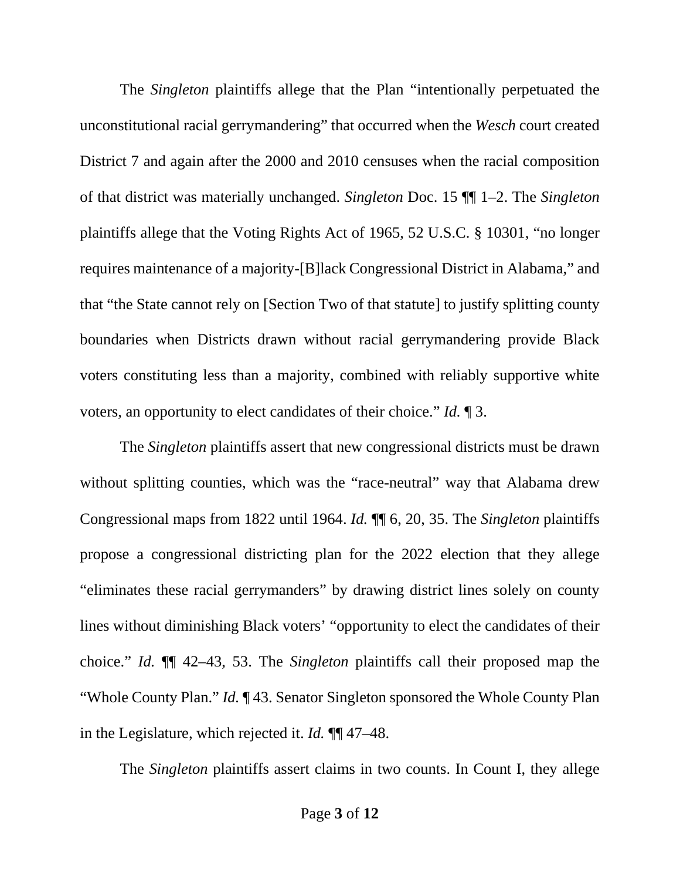The *Singleton* plaintiffs allege that the Plan "intentionally perpetuated the unconstitutional racial gerrymandering" that occurred when the *Wesch* court created District 7 and again after the 2000 and 2010 censuses when the racial composition of that district was materially unchanged. *Singleton* Doc. 15 ¶¶ 1–2. The *Singleton* plaintiffs allege that the Voting Rights Act of 1965, 52 U.S.C. § 10301, "no longer requires maintenance of a majority-[B]lack Congressional District in Alabama," and that "the State cannot rely on [Section Two of that statute] to justify splitting county boundaries when Districts drawn without racial gerrymandering provide Black voters constituting less than a majority, combined with reliably supportive white voters, an opportunity to elect candidates of their choice." *Id.* ¶ 3.

The *Singleton* plaintiffs assert that new congressional districts must be drawn without splitting counties, which was the "race-neutral" way that Alabama drew Congressional maps from 1822 until 1964. *Id.* ¶¶ 6, 20, 35. The *Singleton* plaintiffs propose a congressional districting plan for the 2022 election that they allege "eliminates these racial gerrymanders" by drawing district lines solely on county lines without diminishing Black voters' "opportunity to elect the candidates of their choice." *Id.* ¶¶ 42–43, 53. The *Singleton* plaintiffs call their proposed map the "Whole County Plan." *Id.* ¶ 43. Senator Singleton sponsored the Whole County Plan in the Legislature, which rejected it. *Id.* ¶¶ 47–48.

The *Singleton* plaintiffs assert claims in two counts. In Count I, they allege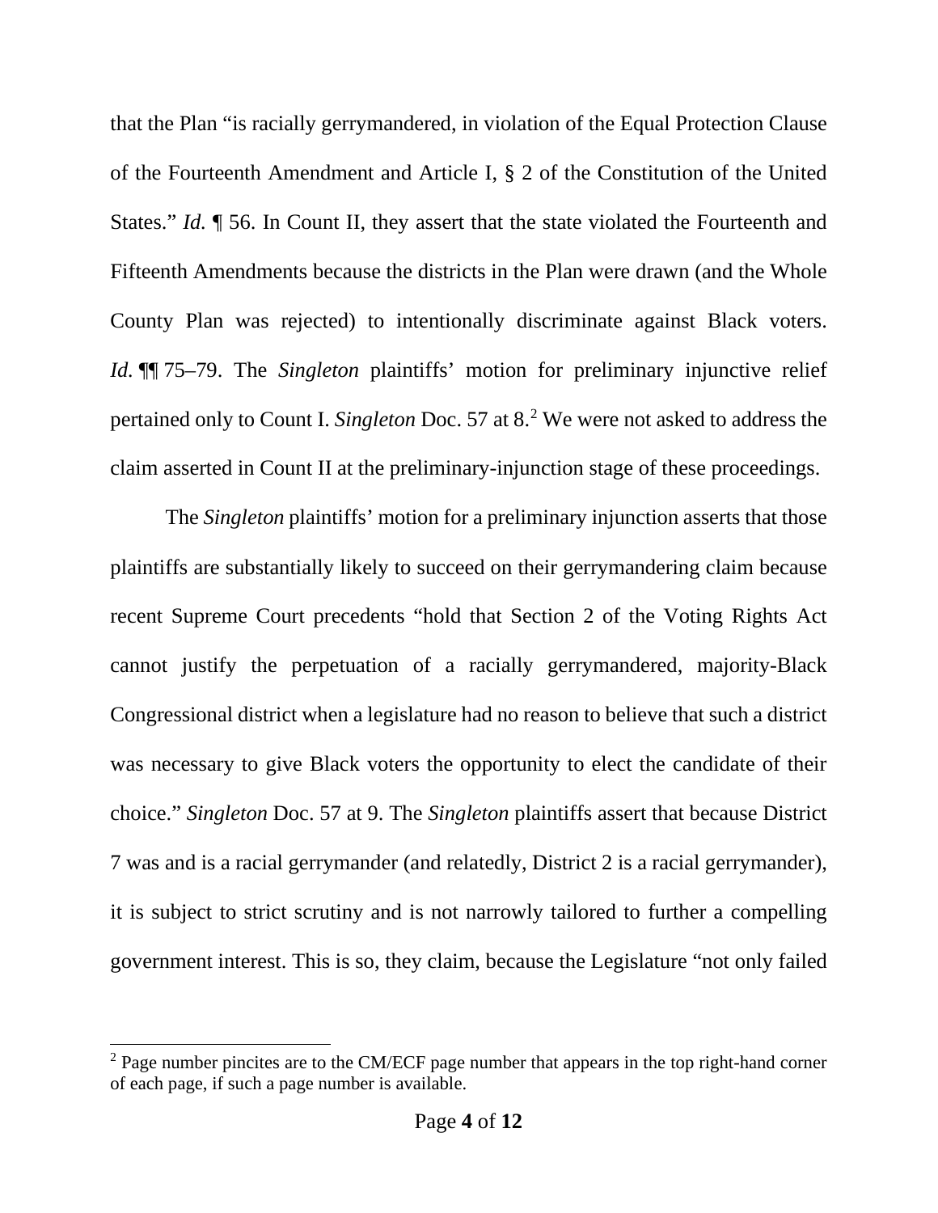that the Plan "is racially gerrymandered, in violation of the Equal Protection Clause of the Fourteenth Amendment and Article I, § 2 of the Constitution of the United States." *Id.* ¶ 56. In Count II, they assert that the state violated the Fourteenth and Fifteenth Amendments because the districts in the Plan were drawn (and the Whole County Plan was rejected) to intentionally discriminate against Black voters. *Id.* ¶¶ 75–79. The *Singleton* plaintiffs' motion for preliminary injunctive relief pertained only to Count I. *Singleton* Doc. 57 at 8.[2] We were not asked to address the claim asserted in Count II at the preliminary-injunction stage of these proceedings.

The *Singleton* plaintiffs' motion for a preliminary injunction asserts that those plaintiffs are substantially likely to succeed on their gerrymandering claim because recent Supreme Court precedents "hold that Section 2 of the Voting Rights Act cannot justify the perpetuation of a racially gerrymandered, majority-Black Congressional district when a legislature had no reason to believe that such a district was necessary to give Black voters the opportunity to elect the candidate of their choice." *Singleton* Doc. 57 at 9. The *Singleton* plaintiffs assert that because District 7 was and is a racial gerrymander (and relatedly, District 2 is a racial gerrymander), it is subject to strict scrutiny and is not narrowly tailored to further a compelling government interest. This is so, they claim, because the Legislature "not only failed

[2] Page number pincites are to the CM/ECF page number that appears in the top right-hand corner of each page, if such a page number is available.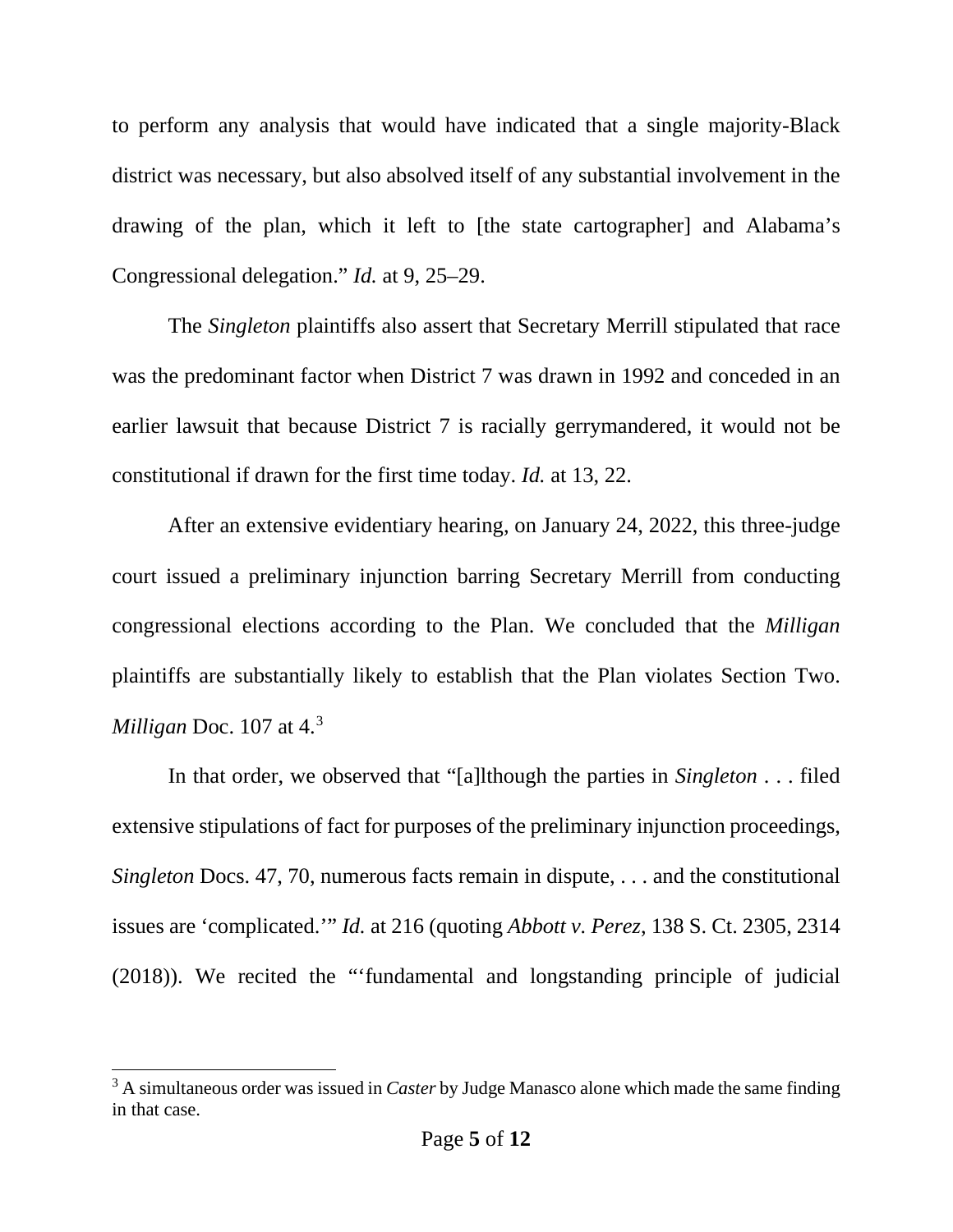to perform any analysis that would have indicated that a single majority-Black district was necessary, but also absolved itself of any substantial involvement in the drawing of the plan, which it left to [the state cartographer] and Alabama's Congressional delegation." *Id.* at 9, 25–29.

The *Singleton* plaintiffs also assert that Secretary Merrill stipulated that race was the predominant factor when District 7 was drawn in 1992 and conceded in an earlier lawsuit that because District 7 is racially gerrymandered, it would not be constitutional if drawn for the first time today. *Id.* at 13, 22.

After an extensive evidentiary hearing, on January 24, 2022, this three-judge court issued a preliminary injunction barring Secretary Merrill from conducting congressional elections according to the Plan. We concluded that the *Milligan* plaintiffs are substantially likely to establish that the Plan violates Section Two. *Milligan* Doc. 107 at 4.[3]

In that order, we observed that "[a]lthough the parties in *Singleton* . . . filed extensive stipulations of fact for purposes of the preliminary injunction proceedings, *Singleton* Docs. 47, 70, numerous facts remain in dispute, . . . and the constitutional issues are 'complicated.'" *Id.* at 216 (quoting *Abbott v. Perez*, 138 S. Ct. 2305, 2314 (2018)). We recited the "'fundamental and longstanding principle of judicial

[3] A simultaneous order was issued in *Caster* by Judge Manasco alone which made the same finding in that case.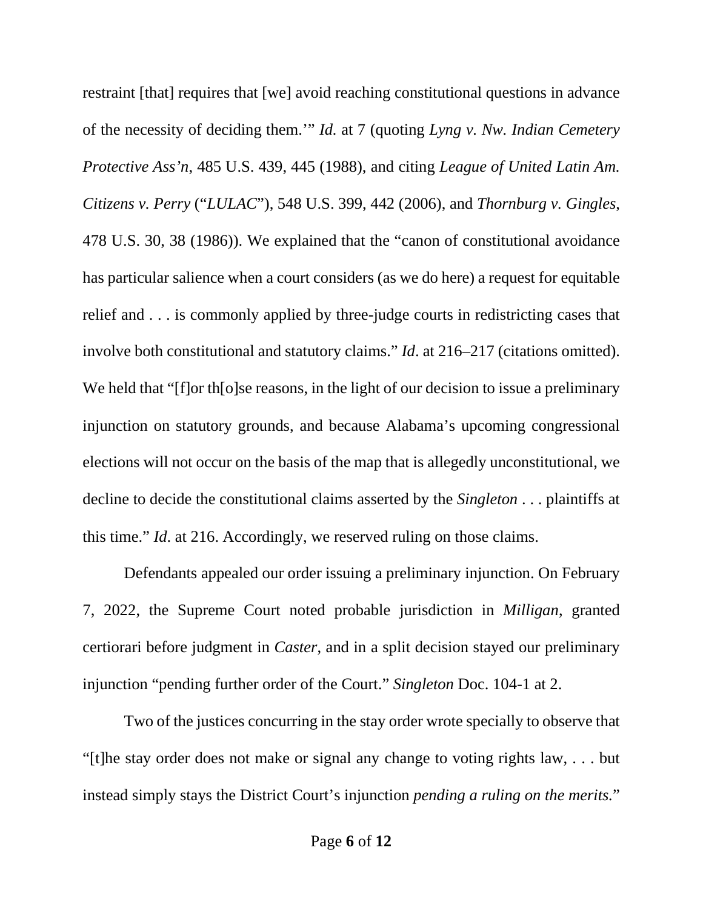restraint [that] requires that [we] avoid reaching constitutional questions in advance of the necessity of deciding them.'" *Id.* at 7 (quoting *Lyng v. Nw. Indian Cemetery Protective Ass'n*, 485 U.S. 439, 445 (1988), and citing *League of United Latin Am. Citizens v. Perry* ("*LULAC*"), 548 U.S. 399, 442 (2006), and *Thornburg v. Gingles*, 478 U.S. 30, 38 (1986)). We explained that the "canon of constitutional avoidance has particular salience when a court considers (as we do here) a request for equitable relief and . . . is commonly applied by three-judge courts in redistricting cases that involve both constitutional and statutory claims." *Id*. at 216–217 (citations omitted). We held that "[f]or th[o]se reasons, in the light of our decision to issue a preliminary injunction on statutory grounds, and because Alabama's upcoming congressional elections will not occur on the basis of the map that is allegedly unconstitutional, we decline to decide the constitutional claims asserted by the *Singleton* . . . plaintiffs at this time." *Id*. at 216. Accordingly, we reserved ruling on those claims.

Defendants appealed our order issuing a preliminary injunction. On February 7, 2022, the Supreme Court noted probable jurisdiction in *Milligan*, granted certiorari before judgment in *Caster*, and in a split decision stayed our preliminary injunction "pending further order of the Court." *Singleton* Doc. 104-1 at 2.

Two of the justices concurring in the stay order wrote specially to observe that "[t]he stay order does not make or signal any change to voting rights law, . . . but instead simply stays the District Court's injunction *pending a ruling on the merits*."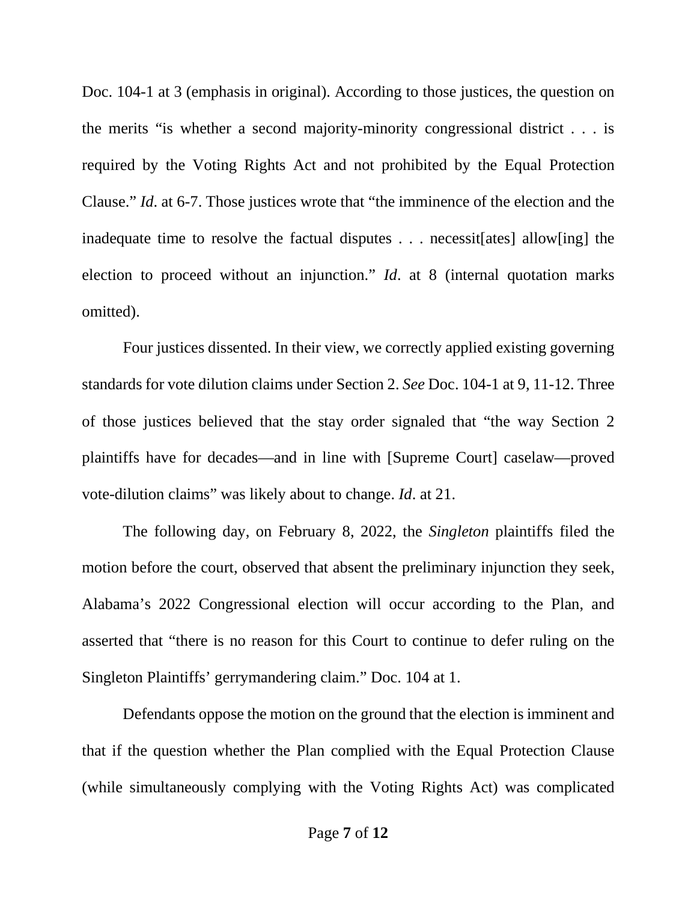Doc. 104-1 at 3 (emphasis in original). According to those justices, the question on the merits "is whether a second majority-minority congressional district . . . is required by the Voting Rights Act and not prohibited by the Equal Protection Clause." *Id*. at 6-7. Those justices wrote that "the imminence of the election and the inadequate time to resolve the factual disputes . . . necessit[ates] allow[ing] the election to proceed without an injunction." *Id*. at 8 (internal quotation marks omitted).

Four justices dissented. In their view, we correctly applied existing governing standards for vote dilution claims under Section 2. *See* Doc. 104-1 at 9, 11-12. Three of those justices believed that the stay order signaled that "the way Section 2 plaintiffs have for decades—and in line with [Supreme Court] caselaw—proved vote-dilution claims" was likely about to change. *Id*. at 21.

The following day, on February 8, 2022, the *Singleton* plaintiffs filed the motion before the court, observed that absent the preliminary injunction they seek, Alabama's 2022 Congressional election will occur according to the Plan, and asserted that "there is no reason for this Court to continue to defer ruling on the Singleton Plaintiffs' gerrymandering claim." Doc. 104 at 1.

Defendants oppose the motion on the ground that the election is imminent and that if the question whether the Plan complied with the Equal Protection Clause (while simultaneously complying with the Voting Rights Act) was complicated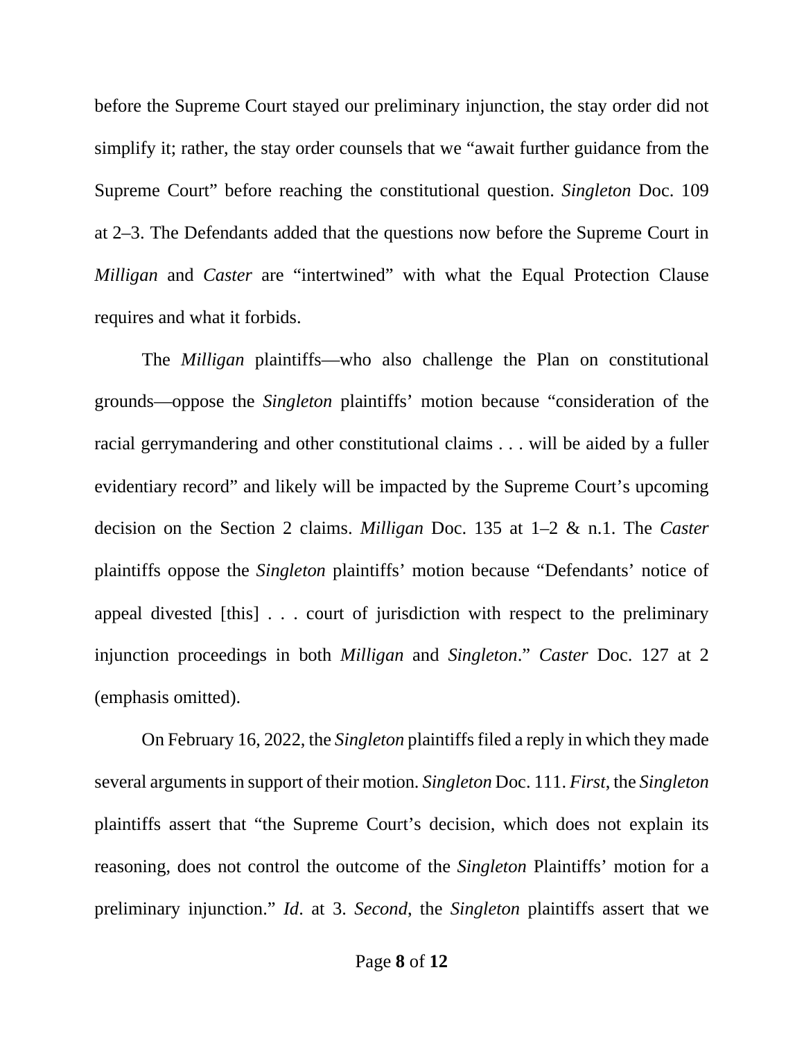before the Supreme Court stayed our preliminary injunction, the stay order did not simplify it; rather, the stay order counsels that we "await further guidance from the Supreme Court" before reaching the constitutional question. *Singleton* Doc. 109 at 2–3. The Defendants added that the questions now before the Supreme Court in *Milligan* and *Caster* are "intertwined" with what the Equal Protection Clause requires and what it forbids.

The *Milligan* plaintiffs—who also challenge the Plan on constitutional grounds—oppose the *Singleton* plaintiffs' motion because "consideration of the racial gerrymandering and other constitutional claims . . . will be aided by a fuller evidentiary record" and likely will be impacted by the Supreme Court's upcoming decision on the Section 2 claims. *Milligan* Doc. 135 at 1–2 & n.1. The *Caster* plaintiffs oppose the *Singleton* plaintiffs' motion because "Defendants' notice of appeal divested [this] . . . court of jurisdiction with respect to the preliminary injunction proceedings in both *Milligan* and *Singleton*." *Caster* Doc. 127 at 2 (emphasis omitted).

On February 16, 2022, the *Singleton* plaintiffs filed a reply in which they made several arguments in support of their motion. *Singleton* Doc. 111. *First*, the *Singleton* plaintiffs assert that "the Supreme Court's decision, which does not explain its reasoning, does not control the outcome of the *Singleton* Plaintiffs' motion for a preliminary injunction." *Id*. at 3. *Second*, the *Singleton* plaintiffs assert that we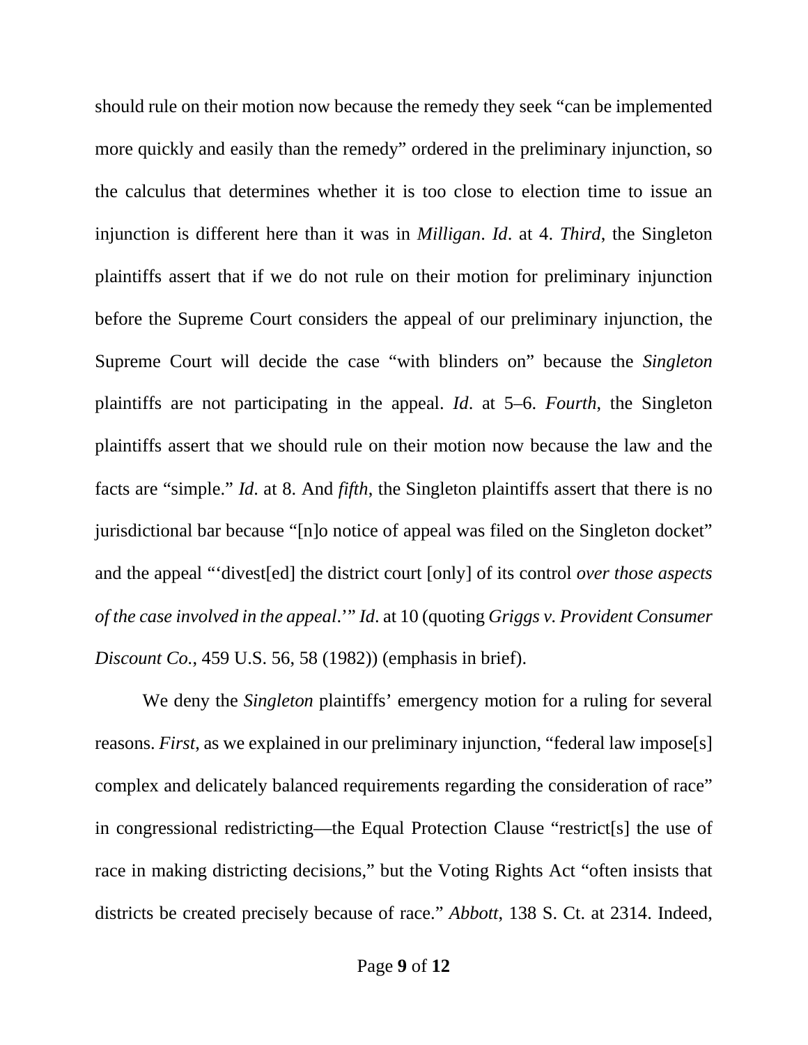should rule on their motion now because the remedy they seek "can be implemented more quickly and easily than the remedy" ordered in the preliminary injunction, so the calculus that determines whether it is too close to election time to issue an injunction is different here than it was in *Milligan*. *Id*. at 4. *Third*, the Singleton plaintiffs assert that if we do not rule on their motion for preliminary injunction before the Supreme Court considers the appeal of our preliminary injunction, the Supreme Court will decide the case "with blinders on" because the *Singleton* plaintiffs are not participating in the appeal. *Id*. at 5–6. *Fourth*, the Singleton plaintiffs assert that we should rule on their motion now because the law and the facts are "simple." *Id*. at 8. And *fifth*, the Singleton plaintiffs assert that there is no jurisdictional bar because "[n]o notice of appeal was filed on the Singleton docket" and the appeal "'divest[ed] the district court [only] of its control *over those aspects of the case involved in the appeal*.'" *Id*. at 10 (quoting *Griggs v. Provident Consumer Discount Co.*, 459 U.S. 56, 58 (1982)) (emphasis in brief).

We deny the *Singleton* plaintiffs' emergency motion for a ruling for several reasons. *First*, as we explained in our preliminary injunction, "federal law impose[s] complex and delicately balanced requirements regarding the consideration of race" in congressional redistricting—the Equal Protection Clause "restrict[s] the use of race in making districting decisions," but the Voting Rights Act "often insists that districts be created precisely because of race." *Abbott*, 138 S. Ct. at 2314. Indeed,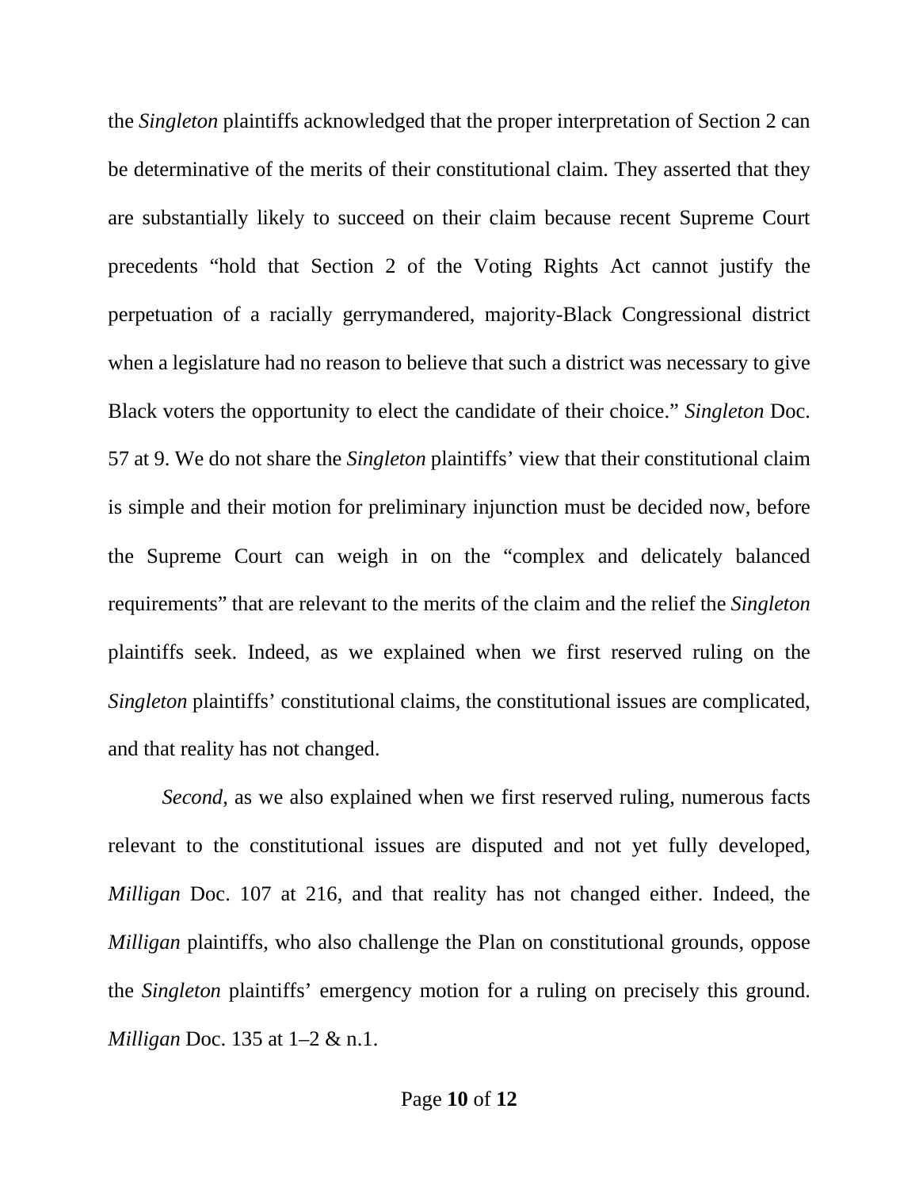the *Singleton* plaintiffs acknowledged that the proper interpretation of Section 2 can be determinative of the merits of their constitutional claim. They asserted that they are substantially likely to succeed on their claim because recent Supreme Court precedents "hold that Section 2 of the Voting Rights Act cannot justify the perpetuation of a racially gerrymandered, majority-Black Congressional district when a legislature had no reason to believe that such a district was necessary to give Black voters the opportunity to elect the candidate of their choice." *Singleton* Doc. 57 at 9. We do not share the *Singleton* plaintiffs' view that their constitutional claim is simple and their motion for preliminary injunction must be decided now, before the Supreme Court can weigh in on the "complex and delicately balanced requirements" that are relevant to the merits of the claim and the relief the *Singleton* plaintiffs seek. Indeed, as we explained when we first reserved ruling on the *Singleton* plaintiffs' constitutional claims, the constitutional issues are complicated, and that reality has not changed.

*Second*, as we also explained when we first reserved ruling, numerous facts relevant to the constitutional issues are disputed and not yet fully developed, *Milligan* Doc. 107 at 216, and that reality has not changed either. Indeed, the *Milligan* plaintiffs, who also challenge the Plan on constitutional grounds, oppose the *Singleton* plaintiffs' emergency motion for a ruling on precisely this ground. *Milligan* Doc. 135 at 1–2 & n.1.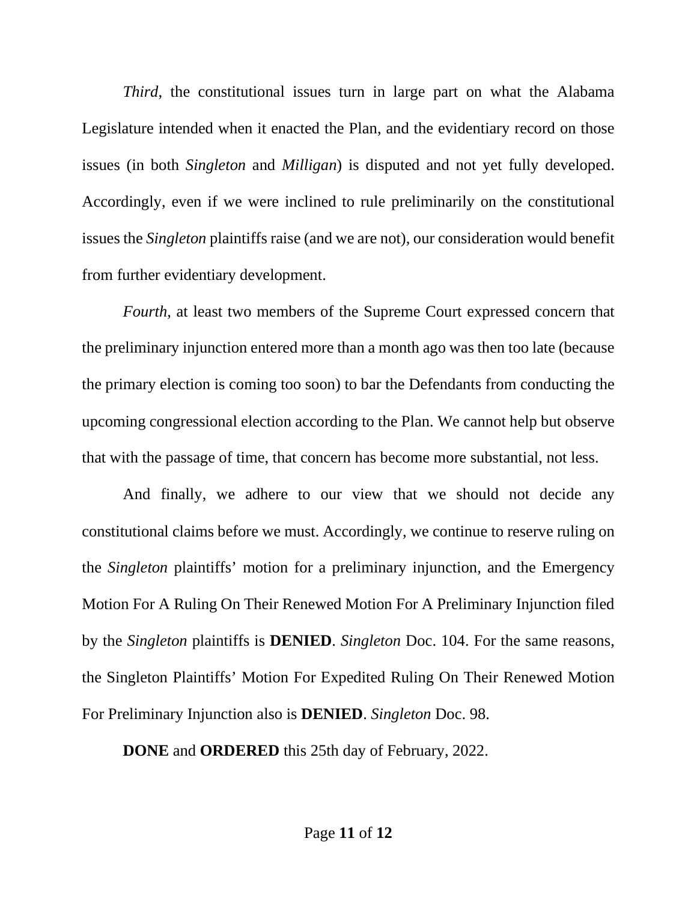*Third*, the constitutional issues turn in large part on what the Alabama Legislature intended when it enacted the Plan, and the evidentiary record on those issues (in both *Singleton* and *Milligan*) is disputed and not yet fully developed. Accordingly, even if we were inclined to rule preliminarily on the constitutional issues the *Singleton* plaintiffs raise (and we are not), our consideration would benefit from further evidentiary development.

*Fourth*, at least two members of the Supreme Court expressed concern that the preliminary injunction entered more than a month ago was then too late (because the primary election is coming too soon) to bar the Defendants from conducting the upcoming congressional election according to the Plan. We cannot help but observe that with the passage of time, that concern has become more substantial, not less.

And finally, we adhere to our view that we should not decide any constitutional claims before we must. Accordingly, we continue to reserve ruling on the *Singleton* plaintiffs' motion for a preliminary injunction, and the Emergency Motion For A Ruling On Their Renewed Motion For A Preliminary Injunction filed by the *Singleton* plaintiffs is **DENIED**. *Singleton* Doc. 104. For the same reasons, the Singleton Plaintiffs' Motion For Expedited Ruling On Their Renewed Motion For Preliminary Injunction also is **DENIED**. *Singleton* Doc. 98.

**DONE** and **ORDERED** this 25th day of February, 2022.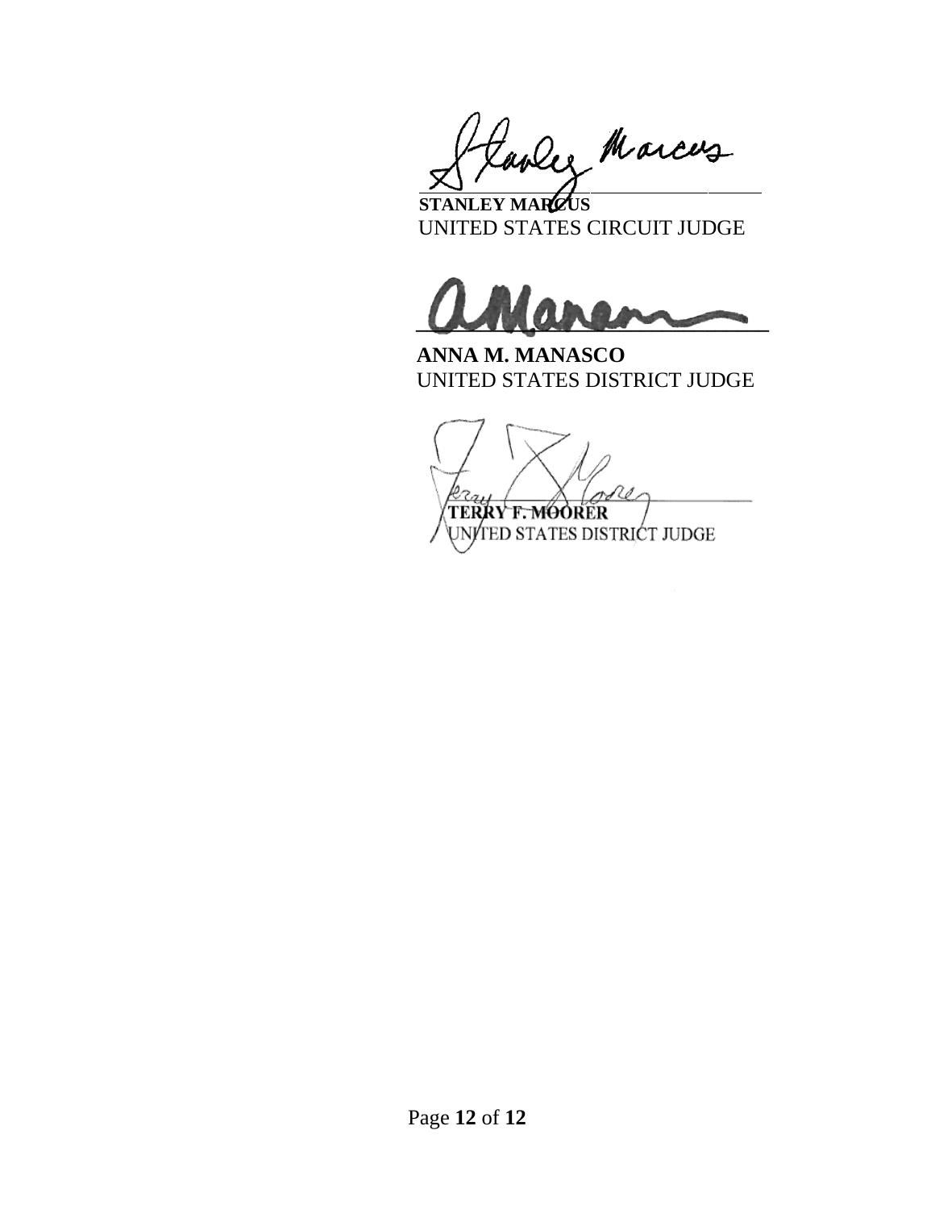**STANLEY MARCUS**
UNITED STATES CIRCUIT JUDGE

**ANNA M. MANASCO**
UNITED STATES DISTRICT JUDGE

**TERRY F. MOORER**
UNITED STATES DISTRICT JUDGE